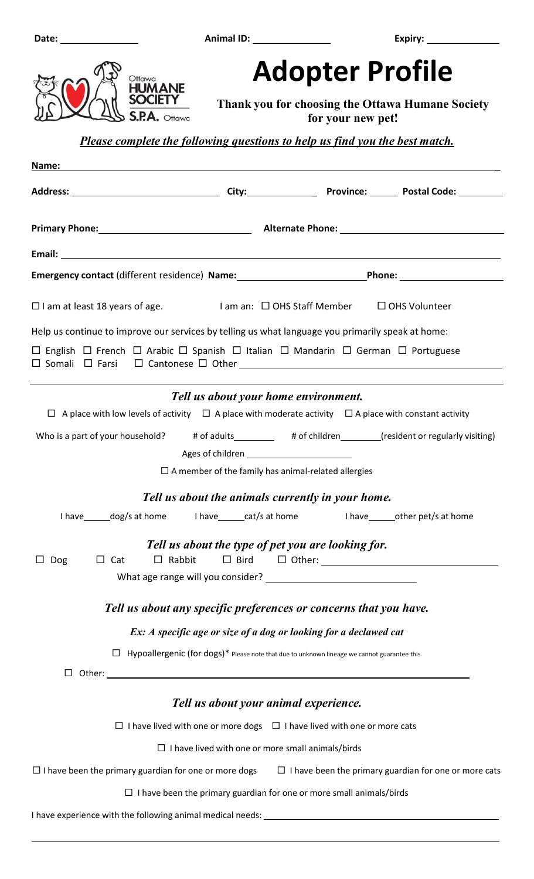Date: ______________ Animal ID: ______________ Expiry: ______________

# Adopter Profile

**Thank you for choosing the Ottawa Humane Society for your new pet!**

***Please complete the following questions to help us find you the best match.***

**Name:** ____________________________________________

**Address:** ______________________ **City:** ____________ **Province:** ______ **Postal Code:** ________

**Primary Phone:** ______________________ **Alternate Phone:** ______________________

**Email:** ____________________________________________

**Emergency contact** (different residence) **Name:** ______________________ **Phone:** ________________

☐ I am at least 18 years of age. I am an: ☐ OHS Staff Member ☐ OHS Volunteer

Help us continue to improve our services by telling us what language you primarily speak at home:

☐ English ☐ French ☐ Arabic ☐ Spanish ☐ Italian ☐ Mandarin ☐ German ☐ Portuguese
☐ Somali ☐ Farsi ☐ Cantonese ☐ Other ______________________

### *Tell us about your home environment.*

☐ A place with low levels of activity ☐ A place with moderate activity ☐ A place with constant activity

Who is a part of your household? # of adults________ # of children________(resident or regularly visiting)

Ages of children ____________________

☐ A member of the family has animal-related allergies

### *Tell us about the animals currently in your home.*

I have_____dog/s at home I have_____cat/s at home I have_____other pet/s at home

### *Tell us about the type of pet you are looking for.*

☐ Dog ☐ Cat ☐ Rabbit ☐ Bird ☐ Other: ______________________

What age range will you consider? ______________________

### *Tell us about any specific preferences or concerns that you have.*

*Ex: A specific age or size of a dog or looking for a declawed cat*

☐ Hypoallergenic (for dogs)* Please note that due to unknown lineage we cannot guarantee this

☐ Other: ______________________

### *Tell us about your animal experience.*

☐ I have lived with one or more dogs ☐ I have lived with one or more cats

☐ I have lived with one or more small animals/birds

☐ I have been the primary guardian for one or more dogs ☐ I have been the primary guardian for one or more cats

☐ I have been the primary guardian for one or more small animals/birds

I have experience with the following animal medical needs: ______________________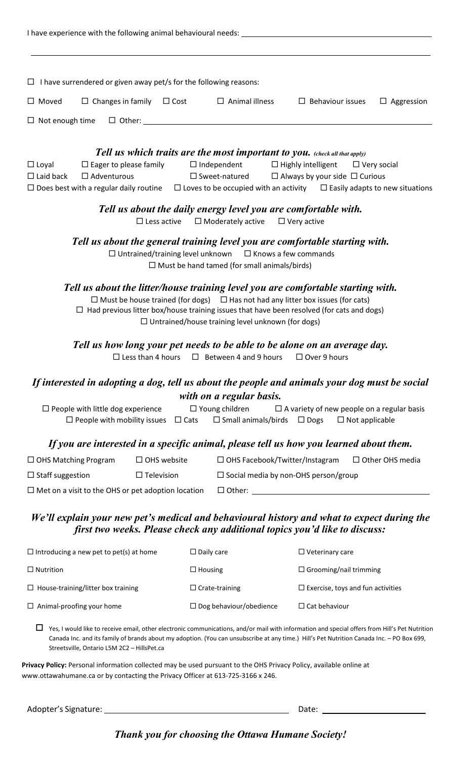I have experience with the following animal behavioural needs: ______________________________

______________________________________________________________________________

☐ I have surrendered or given away pet/s for the following reasons:

☐ Moved ☐ Changes in family ☐ Cost ☐ Animal illness ☐ Behaviour issues ☐ Aggression

☐ Not enough time ☐ Other: ______________________________

### *Tell us which traits are the most important to you.* *(check all that apply)*

☐ Loyal ☐ Eager to please family ☐ Independent ☐ Highly intelligent ☐ Very social

☐ Laid back ☐ Adventurous ☐ Sweet-natured ☐ Always by your side ☐ Curious

☐ Does best with a regular daily routine ☐ Loves to be occupied with an activity ☐ Easily adapts to new situations

### *Tell us about the daily energy level you are comfortable with.*

☐ Less active ☐ Moderately active ☐ Very active

### *Tell us about the general training level you are comfortable starting with.*

☐ Untrained/training level unknown ☐ Knows a few commands

☐ Must be hand tamed (for small animals/birds)

### *Tell us about the litter/house training level you are comfortable starting with.*

☐ Must be house trained (for dogs) ☐ Has not had any litter box issues (for cats)

☐ Had previous litter box/house training issues that have been resolved (for cats and dogs)

☐ Untrained/house training level unknown (for dogs)

### *Tell us how long your pet needs to be able to be alone on an average day.*

☐ Less than 4 hours ☐ Between 4 and 9 hours ☐ Over 9 hours

### *If interested in adopting a dog, tell us about the people and animals your dog must be social with on a regular basis.*

☐ People with little dog experience ☐ Young children ☐ A variety of new people on a regular basis

☐ People with mobility issues ☐ Cats ☐ Small animals/birds ☐ Dogs ☐ Not applicable

### *If you are interested in a specific animal, please tell us how you learned about them.*

☐ OHS Matching Program ☐ OHS website ☐ OHS Facebook/Twitter/Instagram ☐ Other OHS media

☐ Staff suggestion ☐ Television ☐ Social media by non-OHS person/group

☐ Met on a visit to the OHS or pet adoption location ☐ Other: ______________________________

### *We'll explain your new pet's medical and behavioural history and what to expect during the first two weeks. Please check any additional topics you'd like to discuss:*

| | | |
|---|---|---|
| ☐ Introducing a new pet to pet(s) at home | ☐ Daily care | ☐ Veterinary care |
| ☐ Nutrition | ☐ Housing | ☐ Grooming/nail trimming |
| ☐ House-training/litter box training | ☐ Crate-training | ☐ Exercise, toys and fun activities |
| ☐ Animal-proofing your home | ☐ Dog behaviour/obedience | ☐ Cat behaviour |

☐ Yes, I would like to receive email, other electronic communications, and/or mail with information and special offers from Hill's Pet Nutrition Canada Inc. and its family of brands about my adoption. (You can unsubscribe at any time.) Hill's Pet Nutrition Canada Inc. – PO Box 699, Streetsville, Ontario L5M 2C2 – HillsPet.ca

**Privacy Policy:** Personal information collected may be used pursuant to the OHS Privacy Policy, available online at www.ottawahumane.ca or by contacting the Privacy Officer at 613-725-3166 x 246.

Adopter's Signature: ______________________________ Date: ______________

***Thank you for choosing the Ottawa Humane Society!***